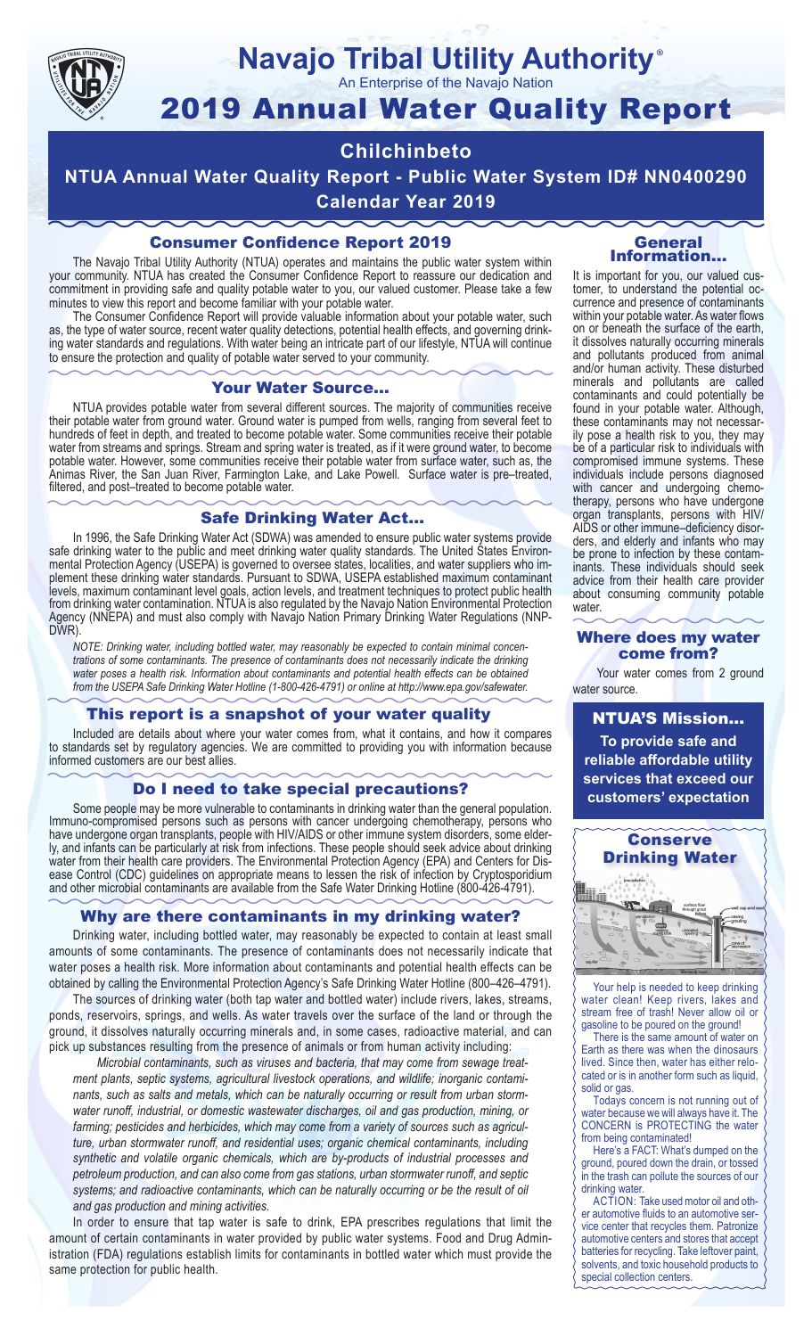# Navajo Tribal Utility Authority®

An Enterprise of the Navajo Nation

# 2019 Annual Water Quality Report

## Chilchinbeto

## NTUA Annual Water Quality Report - Public Water System ID# NN0400290

## Calendar Year 2019

### Consumer Confidence Report 2019

The Navajo Tribal Utility Authority (NTUA) operates and maintains the public water system within your community. NTUA has created the Consumer Confidence Report to reassure our dedication and commitment in providing safe and quality potable water to you, our valued customer. Please take a few minutes to view this report and become familiar with your potable water.

The Consumer Confidence Report will provide valuable information about your potable water, such as, the type of water source, recent water quality detections, potential health effects, and governing drinking water standards and regulations. With water being an intricate part of our lifestyle, NTUA will continue to ensure the protection and quality of potable water served to your community.

### Your Water Source…

NTUA provides potable water from several different sources. The majority of communities receive their potable water from ground water. Ground water is pumped from wells, ranging from several feet to hundreds of feet in depth, and treated to become potable water. Some communities receive their potable water from streams and springs. Stream and spring water is treated, as if it were ground water, to become potable water. However, some communities receive their potable water from surface water, such as, the Animas River, the San Juan River, Farmington Lake, and Lake Powell. Surface water is pre–treated, filtered, and post–treated to become potable water.

### Safe Drinking Water Act…

In 1996, the Safe Drinking Water Act (SDWA) was amended to ensure public water systems provide safe drinking water to the public and meet drinking water quality standards. The United States Environmental Protection Agency (USEPA) is governed to oversee states, localities, and water suppliers who implement these drinking water standards. Pursuant to SDWA, USEPA established maximum contaminant levels, maximum contaminant level goals, action levels, and treatment techniques to protect public health from drinking water contamination. NTUA is also regulated by the Navajo Nation Environmental Protection Agency (NNEPA) and must also comply with Navajo Nation Primary Drinking Water Regulations (NNPDWR).

*NOTE: Drinking water, including bottled water, may reasonably be expected to contain minimal concentrations of some contaminants. The presence of contaminants does not necessarily indicate the drinking water poses a health risk. Information about contaminants and potential health effects can be obtained from the USEPA Safe Drinking Water Hotline (1-800-426-4791) or online at http://www.epa.gov/safewater.*

### This report is a snapshot of your water quality

Included are details about where your water comes from, what it contains, and how it compares to standards set by regulatory agencies. We are committed to providing you with information because informed customers are our best allies.

### Do I need to take special precautions?

Some people may be more vulnerable to contaminants in drinking water than the general population. Immuno-compromised persons such as persons with cancer undergoing chemotherapy, persons who have undergone organ transplants, people with HIV/AIDS or other immune system disorders, some elderly, and infants can be particularly at risk from infections. These people should seek advice about drinking water from their health care providers. The Environmental Protection Agency (EPA) and Centers for Disease Control (CDC) guidelines on appropriate means to lessen the risk of infection by Cryptosporidium and other microbial contaminants are available from the Safe Water Drinking Hotline (800-426-4791).

### Why are there contaminants in my drinking water?

Drinking water, including bottled water, may reasonably be expected to contain at least small amounts of some contaminants. The presence of contaminants does not necessarily indicate that water poses a health risk. More information about contaminants and potential health effects can be obtained by calling the Environmental Protection Agency's Safe Drinking Water Hotline (800–426–4791).

The sources of drinking water (both tap water and bottled water) include rivers, lakes, streams, ponds, reservoirs, springs, and wells. As water travels over the surface of the land or through the ground, it dissolves naturally occurring minerals and, in some cases, radioactive material, and can pick up substances resulting from the presence of animals or from human activity including:

*Microbial contaminants, such as viruses and bacteria, that may come from sewage treatment plants, septic systems, agricultural livestock operations, and wildlife; inorganic contaminants, such as salts and metals, which can be naturally occurring or result from urban stormwater runoff, industrial, or domestic wastewater discharges, oil and gas production, mining, or farming; pesticides and herbicides, which may come from a variety of sources such as agriculture, urban stormwater runoff, and residential uses; organic chemical contaminants, including synthetic and volatile organic chemicals, which are by-products of industrial processes and petroleum production, and can also come from gas stations, urban stormwater runoff, and septic systems; and radioactive contaminants, which can be naturally occurring or be the result of oil and gas production and mining activities.*

In order to ensure that tap water is safe to drink, EPA prescribes regulations that limit the amount of certain contaminants in water provided by public water systems. Food and Drug Administration (FDA) regulations establish limits for contaminants in bottled water which must provide the same protection for public health.

### General Information…

It is important for you, our valued customer, to understand the potential occurrence and presence of contaminants within your potable water. As water flows on or beneath the surface of the earth, it dissolves naturally occurring minerals and pollutants produced from animal and/or human activity. These disturbed minerals and pollutants are called contaminants and could potentially be found in your potable water. Although, these contaminants may not necessarily pose a health risk to you, they may be of a particular risk to individuals with compromised immune systems. These individuals include persons diagnosed with cancer and undergoing chemotherapy, persons who have undergone organ transplants, persons with HIV/AIDS or other immune–deficiency disorders, and elderly and infants who may be prone to infection by these contaminants. These individuals should seek advice from their health care provider about consuming community potable water.

### Where does my water come from?

Your water comes from 2 ground water source.

### NTUA'S Mission…

**To provide safe and reliable affordable utility services that exceed our customers' expectation**

### Conserve Drinking Water

Your help is needed to keep drinking water clean! Keep rivers, lakes and stream free of trash! Never allow oil or gasoline to be poured on the ground!

There is the same amount of water on Earth as there was when the dinosaurs lived. Since then, water has either relocated or is in another form such as liquid, solid or gas.

Todays concern is not running out of water because we will always have it. The CONCERN is PROTECTING the water from being contaminated!

Here's a FACT: What's dumped on the ground, poured down the drain, or tossed in the trash can pollute the sources of our drinking water.

ACTION: Take used motor oil and other automotive fluids to an automotive service center that recycles them. Patronize automotive centers and stores that accept batteries for recycling. Take leftover paint, solvents, and toxic household products to special collection centers.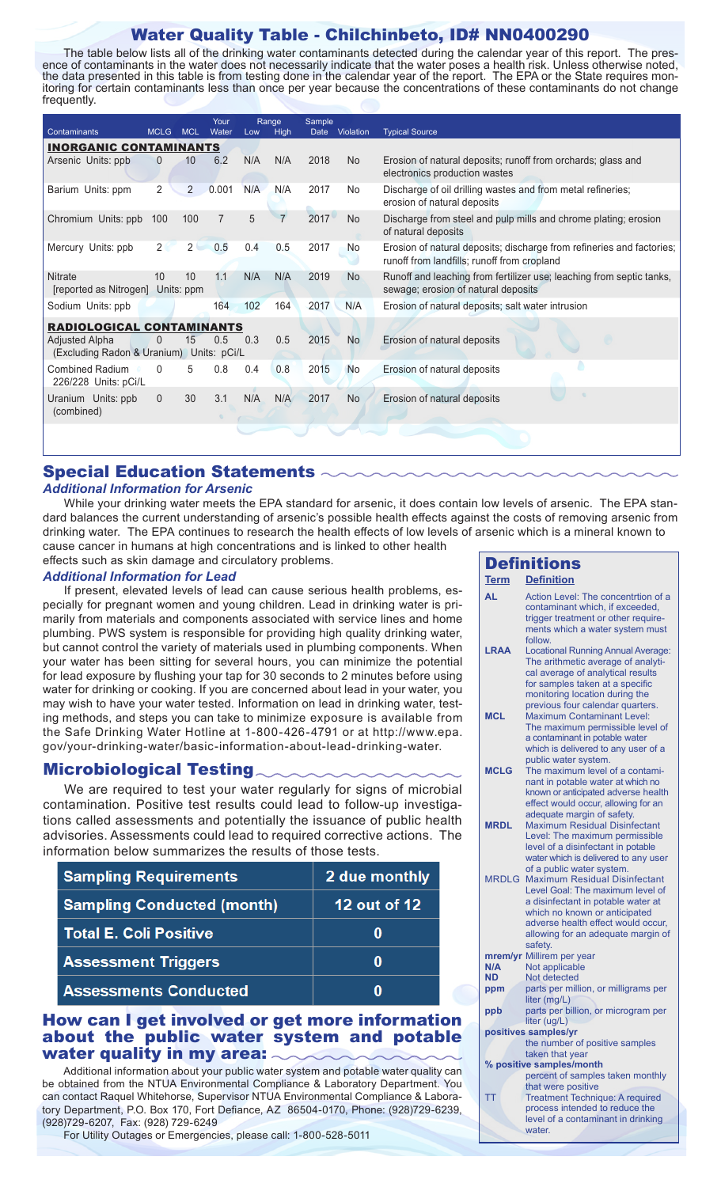# Water Quality Table - Chilchinbeto, ID# NN0400290

The table below lists all of the drinking water contaminants detected during the calendar year of this report. The presence of contaminants in the water does not necessarily indicate that the water poses a health risk. Unless otherwise noted, the data presented in this table is from testing done in the calendar year of the report. The EPA or the State requires monitoring for certain contaminants less than once per year because the concentrations of these contaminants do not change frequently.

| Contaminants | MCLG | MCL | Your Water | Range Low | Range High | Sample Date | Violation | Typical Source |
|---|---|---|---|---|---|---|---|---|
| **INORGANIC CONTAMINANTS** | | | | | | | | |
| Arsenic Units: ppb | 0 | 10 | 6.2 | N/A | N/A | 2018 | No | Erosion of natural deposits; runoff from orchards; glass and electronics production wastes |
| Barium Units: ppm | 2 | 2 | 0.001 | N/A | N/A | 2017 | No | Discharge of oil drilling wastes and from metal refineries; erosion of natural deposits |
| Chromium Units: ppb | 100 | 100 | 7 | 5 | 7 | 2017 | No | Discharge from steel and pulp mills and chrome plating; erosion of natural deposits |
| Mercury Units: ppb | 2 | 2 | 0.5 | 0.4 | 0.5 | 2017 | No | Erosion of natural deposits; discharge from refineries and factories; runoff from landfills; runoff from cropland |
| Nitrate [reported as Nitrogen] Units: ppm | 10 | 10 | 1.1 | N/A | N/A | 2019 | No | Runoff and leaching from fertilizer use; leaching from septic tanks, sewage; erosion of natural deposits |
| Sodium Units: ppb | | | 164 | 102 | 164 | 2017 | N/A | Erosion of natural deposits; salt water intrusion |
| **RADIOLOGICAL CONTAMINANTS** | | | | | | | | |
| Adjusted Alpha (Excluding Radon & Uranium) Units: pCi/L | 0 | 15 | 0.5 | 0.3 | 0.5 | 2015 | No | Erosion of natural deposits |
| Combined Radium 226/228 Units: pCi/L | 0 | 5 | 0.8 | 0.4 | 0.8 | 2015 | No | Erosion of natural deposits |
| Uranium Units: ppb (combined) | 0 | 30 | 3.1 | N/A | N/A | 2017 | No | Erosion of natural deposits |

## Special Education Statements

### *Additional Information for Arsenic*

While your drinking water meets the EPA standard for arsenic, it does contain low levels of arsenic. The EPA standard balances the current understanding of arsenic's possible health effects against the costs of removing arsenic from drinking water. The EPA continues to research the health effects of low levels of arsenic which is a mineral known to cause cancer in humans at high concentrations and is linked to other health effects such as skin damage and circulatory problems.

### *Additional Information for Lead*

If present, elevated levels of lead can cause serious health problems, especially for pregnant women and young children. Lead in drinking water is primarily from materials and components associated with service lines and home plumbing. PWS system is responsible for providing high quality drinking water, but cannot control the variety of materials used in plumbing components. When your water has been sitting for several hours, you can minimize the potential for lead exposure by flushing your tap for 30 seconds to 2 minutes before using water for drinking or cooking. If you are concerned about lead in your water, you may wish to have your water tested. Information on lead in drinking water, testing methods, and steps you can take to minimize exposure is available from the Safe Drinking Water Hotline at 1-800-426-4791 or at http://www.epa.gov/your-drinking-water/basic-information-about-lead-drinking-water.

## Microbiological Testing

We are required to test your water regularly for signs of microbial contamination. Positive test results could lead to follow-up investigations called assessments and potentially the issuance of public health advisories. Assessments could lead to required corrective actions. The information below summarizes the results of those tests.

| Sampling Requirements | 2 due monthly |
|---|---|
| Sampling Conducted (month) | 12 out of 12 |
| Total E. Coli Positive | 0 |
| Assessment Triggers | 0 |
| Assessments Conducted | 0 |

## How can I get involved or get more information about the public water system and potable water quality in my area:

Additional information about your public water system and potable water quality can be obtained from the NTUA Environmental Compliance & Laboratory Department. You can contact Raquel Whitehorse, Supervisor NTUA Environmental Compliance & Laboratory Department, P.O. Box 170, Fort Defiance, AZ 86504-0170, Phone: (928)729-6239, (928)729-6207, Fax: (928) 729-6249

For Utility Outages or Emergencies, please call: 1-800-528-5011

## Definitions

| Term | Definition |
|---|---|
| AL | Action Level: The concentrtion of a contaminant which, if exceeded, trigger treatment or other requirements which a water system must follow. |
| LRAA | Locational Running Annual Average: The arithmetic average of analytical average of analytical results for samples taken at a specific monitoring location during the previous four calendar quarters. |
| MCL | Maximum Contaminant Level: The maximum permissible level of a contaminant in potable water which is delivered to any user of a public water system. |
| MCLG | The maximum level of a contaminant in potable water at which no known or anticipated adverse health effect would occur, allowing for an adequate margin of safety. |
| MRDL | Maximum Residual Disinfectant Level: The maximum permissible level of a disinfectant in potable water which is delivered to any user of a public water system. |
| MRDLG | Maximum Residual Disinfectant Level Goal: The maximum level of a disinfectant in potable water at which no known or anticipated adverse health effect would occur, allowing for an adequate margin of safety. |
| mrem/yr | Millirem per year |
| N/A | Not applicable |
| ND | Not detected |
| ppm | parts per million, or milligrams per liter (mg/L) |
| ppb | parts per billion, or microgram per liter (ug/L) |
| positives samples/yr | the number of positive samples taken that year |
| % positive samples/month | percent of samples taken monthly that were positive |
| TT | Treatment Technique: A required process intended to reduce the level of a contaminant in drinking water. |